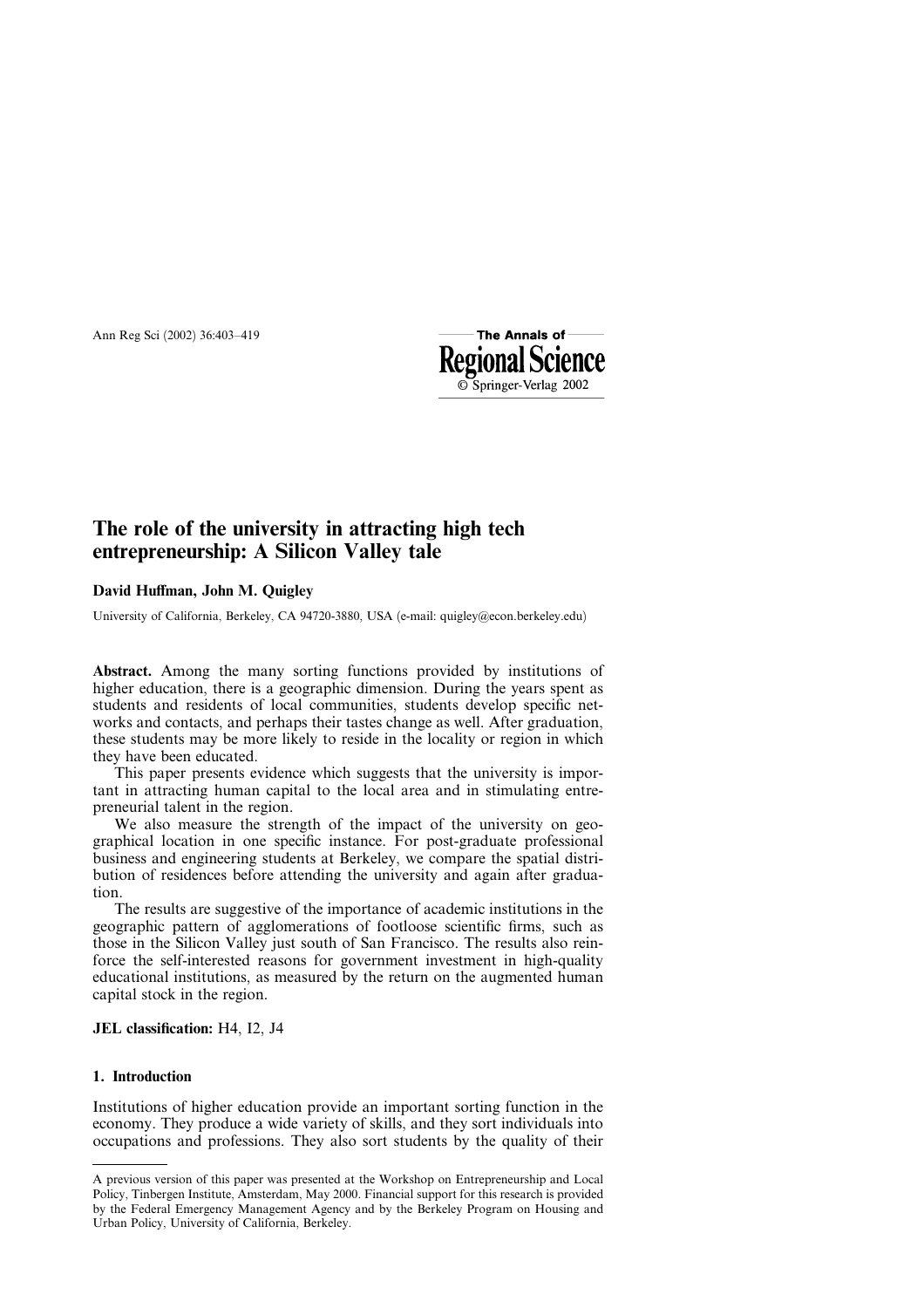# The role of the university in attracting high tech entrepreneurship: A Silicon Valley tale

**David Huffman, John M. Quigley**

University of California, Berkeley, CA 94720-3880, USA (e-mail: quigley@econ.berkeley.edu)

**Abstract.** Among the many sorting functions provided by institutions of higher education, there is a geographic dimension. During the years spent as students and residents of local communities, students develop specific networks and contacts, and perhaps their tastes change as well. After graduation, these students may be more likely to reside in the locality or region in which they have been educated.

This paper presents evidence which suggests that the university is important in attracting human capital to the local area and in stimulating entrepreneurial talent in the region.

We also measure the strength of the impact of the university on geographical location in one specific instance. For post-graduate professional business and engineering students at Berkeley, we compare the spatial distribution of residences before attending the university and again after graduation.

The results are suggestive of the importance of academic institutions in the geographic pattern of agglomerations of footloose scientific firms, such as those in the Silicon Valley just south of San Francisco. The results also reinforce the self-interested reasons for government investment in high-quality educational institutions, as measured by the return on the augmented human capital stock in the region.

**JEL classification:** H4, I2, J4

## 1. Introduction

Institutions of higher education provide an important sorting function in the economy. They produce a wide variety of skills, and they sort individuals into occupations and professions. They also sort students by the quality of their

---

A previous version of this paper was presented at the Workshop on Entrepreneurship and Local Policy, Tinbergen Institute, Amsterdam, May 2000. Financial support for this research is provided by the Federal Emergency Management Agency and by the Berkeley Program on Housing and Urban Policy, University of California, Berkeley.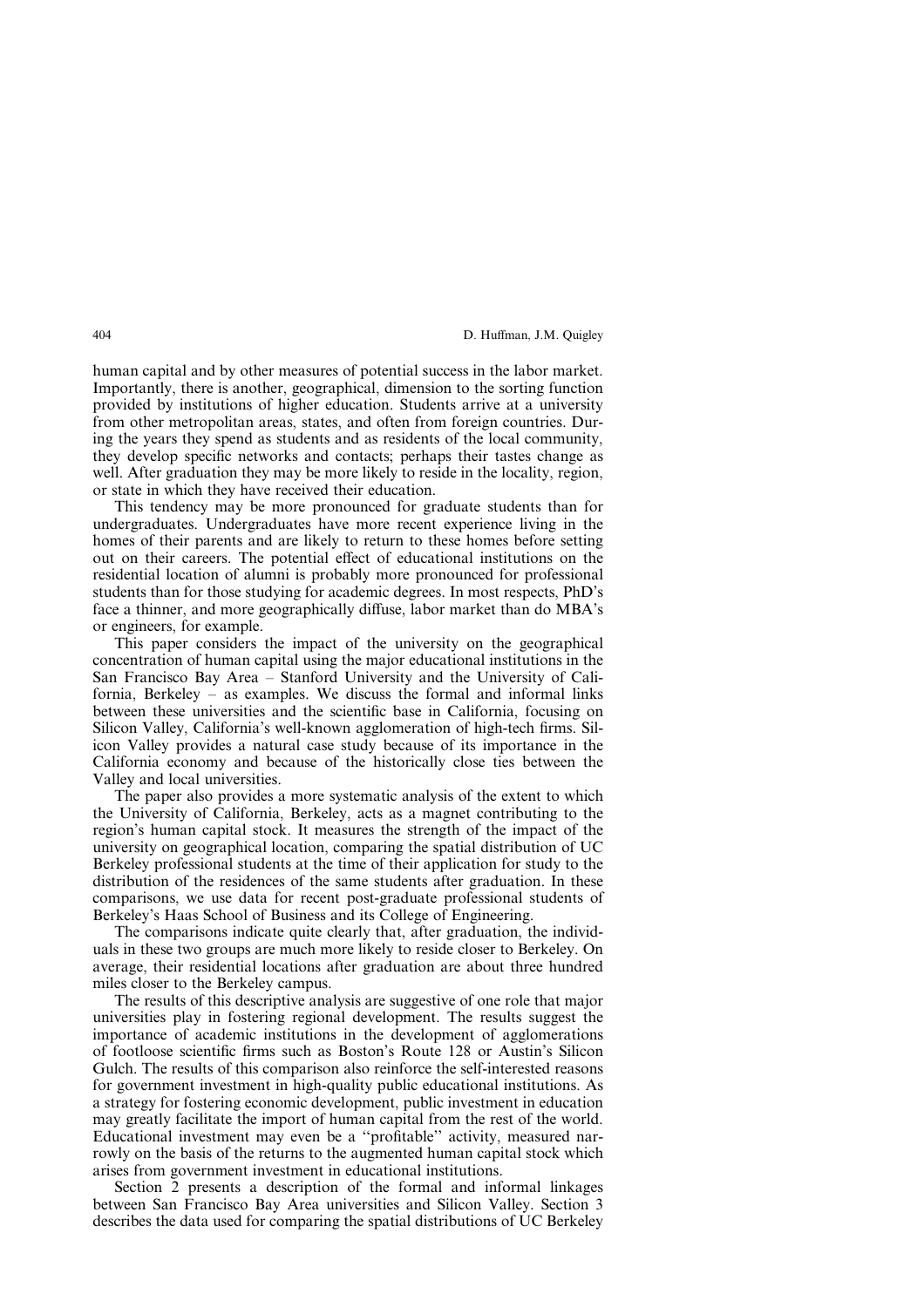human capital and by other measures of potential success in the labor market. Importantly, there is another, geographical, dimension to the sorting function provided by institutions of higher education. Students arrive at a university from other metropolitan areas, states, and often from foreign countries. During the years they spend as students and as residents of the local community, they develop specific networks and contacts; perhaps their tastes change as well. After graduation they may be more likely to reside in the locality, region, or state in which they have received their education.

This tendency may be more pronounced for graduate students than for undergraduates. Undergraduates have more recent experience living in the homes of their parents and are likely to return to these homes before setting out on their careers. The potential effect of educational institutions on the residential location of alumni is probably more pronounced for professional students than for those studying for academic degrees. In most respects, PhD's face a thinner, and more geographically diffuse, labor market than do MBA's or engineers, for example.

This paper considers the impact of the university on the geographical concentration of human capital using the major educational institutions in the San Francisco Bay Area – Stanford University and the University of California, Berkeley – as examples. We discuss the formal and informal links between these universities and the scientific base in California, focusing on Silicon Valley, California's well-known agglomeration of high-tech firms. Silicon Valley provides a natural case study because of its importance in the California economy and because of the historically close ties between the Valley and local universities.

The paper also provides a more systematic analysis of the extent to which the University of California, Berkeley, acts as a magnet contributing to the region's human capital stock. It measures the strength of the impact of the university on geographical location, comparing the spatial distribution of UC Berkeley professional students at the time of their application for study to the distribution of the residences of the same students after graduation. In these comparisons, we use data for recent post-graduate professional students of Berkeley's Haas School of Business and its College of Engineering.

The comparisons indicate quite clearly that, after graduation, the individuals in these two groups are much more likely to reside closer to Berkeley. On average, their residential locations after graduation are about three hundred miles closer to the Berkeley campus.

The results of this descriptive analysis are suggestive of one role that major universities play in fostering regional development. The results suggest the importance of academic institutions in the development of agglomerations of footloose scientific firms such as Boston's Route 128 or Austin's Silicon Gulch. The results of this comparison also reinforce the self-interested reasons for government investment in high-quality public educational institutions. As a strategy for fostering economic development, public investment in education may greatly facilitate the import of human capital from the rest of the world. Educational investment may even be a "profitable" activity, measured narrowly on the basis of the returns to the augmented human capital stock which arises from government investment in educational institutions.

Section 2 presents a description of the formal and informal linkages between San Francisco Bay Area universities and Silicon Valley. Section 3 describes the data used for comparing the spatial distributions of UC Berkeley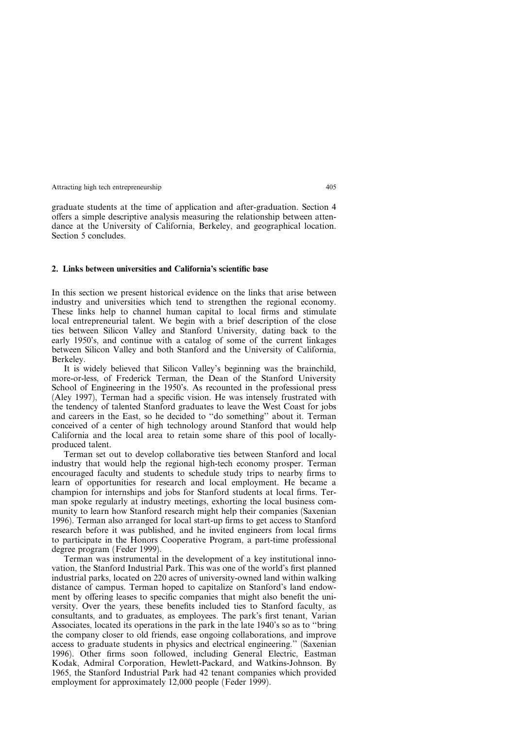graduate students at the time of application and after-graduation. Section 4 offers a simple descriptive analysis measuring the relationship between attendance at the University of California, Berkeley, and geographical location. Section 5 concludes.

## 2. Links between universities and California's scientific base

In this section we present historical evidence on the links that arise between industry and universities which tend to strengthen the regional economy. These links help to channel human capital to local firms and stimulate local entrepreneurial talent. We begin with a brief description of the close ties between Silicon Valley and Stanford University, dating back to the early 1950's, and continue with a catalog of some of the current linkages between Silicon Valley and both Stanford and the University of California, Berkeley.

It is widely believed that Silicon Valley's beginning was the brainchild, more-or-less, of Frederick Terman, the Dean of the Stanford University School of Engineering in the 1950's. As recounted in the professional press (Aley 1997), Terman had a specific vision. He was intensely frustrated with the tendency of talented Stanford graduates to leave the West Coast for jobs and careers in the East, so he decided to ''do something'' about it. Terman conceived of a center of high technology around Stanford that would help California and the local area to retain some share of this pool of locally-produced talent.

Terman set out to develop collaborative ties between Stanford and local industry that would help the regional high-tech economy prosper. Terman encouraged faculty and students to schedule study trips to nearby firms to learn of opportunities for research and local employment. He became a champion for internships and jobs for Stanford students at local firms. Terman spoke regularly at industry meetings, exhorting the local business community to learn how Stanford research might help their companies (Saxenian 1996). Terman also arranged for local start-up firms to get access to Stanford research before it was published, and he invited engineers from local firms to participate in the Honors Cooperative Program, a part-time professional degree program (Feder 1999).

Terman was instrumental in the development of a key institutional innovation, the Stanford Industrial Park. This was one of the world's first planned industrial parks, located on 220 acres of university-owned land within walking distance of campus. Terman hoped to capitalize on Stanford's land endowment by offering leases to specific companies that might also benefit the university. Over the years, these benefits included ties to Stanford faculty, as consultants, and to graduates, as employees. The park's first tenant, Varian Associates, located its operations in the park in the late 1940's so as to ''bring the company closer to old friends, ease ongoing collaborations, and improve access to graduate students in physics and electrical engineering.'' (Saxenian 1996). Other firms soon followed, including General Electric, Eastman Kodak, Admiral Corporation, Hewlett-Packard, and Watkins-Johnson. By 1965, the Stanford Industrial Park had 42 tenant companies which provided employment for approximately 12,000 people (Feder 1999).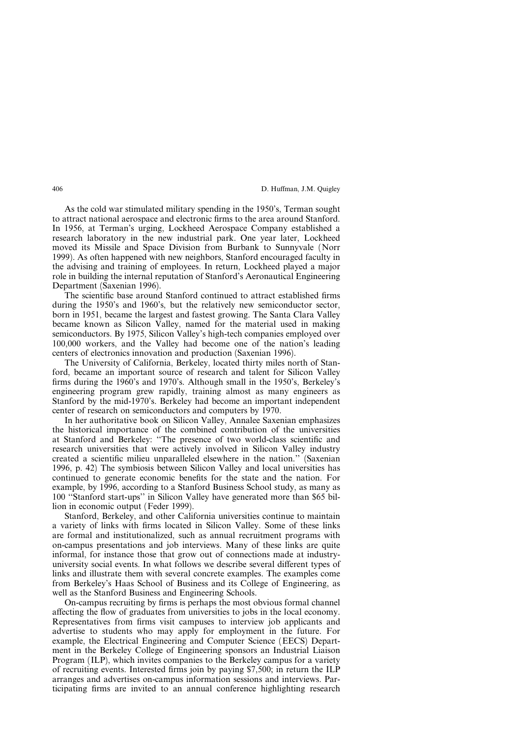As the cold war stimulated military spending in the 1950's, Terman sought to attract national aerospace and electronic firms to the area around Stanford. In 1956, at Terman's urging, Lockheed Aerospace Company established a research laboratory in the new industrial park. One year later, Lockheed moved its Missile and Space Division from Burbank to Sunnyvale (Norr 1999). As often happened with new neighbors, Stanford encouraged faculty in the advising and training of employees. In return, Lockheed played a major role in building the internal reputation of Stanford's Aeronautical Engineering Department (Saxenian 1996).

The scientific base around Stanford continued to attract established firms during the 1950's and 1960's, but the relatively new semiconductor sector, born in 1951, became the largest and fastest growing. The Santa Clara Valley became known as Silicon Valley, named for the material used in making semiconductors. By 1975, Silicon Valley's high-tech companies employed over 100,000 workers, and the Valley had become one of the nation's leading centers of electronics innovation and production (Saxenian 1996).

The University of California, Berkeley, located thirty miles north of Stanford, became an important source of research and talent for Silicon Valley firms during the 1960's and 1970's. Although small in the 1950's, Berkeley's engineering program grew rapidly, training almost as many engineers as Stanford by the mid-1970's. Berkeley had become an important independent center of research on semiconductors and computers by 1970.

In her authoritative book on Silicon Valley, Annalee Saxenian emphasizes the historical importance of the combined contribution of the universities at Stanford and Berkeley: "The presence of two world-class scientific and research universities that were actively involved in Silicon Valley industry created a scientific milieu unparalleled elsewhere in the nation." (Saxenian 1996, p. 42) The symbiosis between Silicon Valley and local universities has continued to generate economic benefits for the state and the nation. For example, by 1996, according to a Stanford Business School study, as many as 100 "Stanford start-ups" in Silicon Valley have generated more than \$65 billion in economic output (Feder 1999).

Stanford, Berkeley, and other California universities continue to maintain a variety of links with firms located in Silicon Valley. Some of these links are formal and institutionalized, such as annual recruitment programs with on-campus presentations and job interviews. Many of these links are quite informal, for instance those that grow out of connections made at industry-university social events. In what follows we describe several different types of links and illustrate them with several concrete examples. The examples come from Berkeley's Haas School of Business and its College of Engineering, as well as the Stanford Business and Engineering Schools.

On-campus recruiting by firms is perhaps the most obvious formal channel affecting the flow of graduates from universities to jobs in the local economy. Representatives from firms visit campuses to interview job applicants and advertise to students who may apply for employment in the future. For example, the Electrical Engineering and Computer Science (EECS) Department in the Berkeley College of Engineering sponsors an Industrial Liaison Program (ILP), which invites companies to the Berkeley campus for a variety of recruiting events. Interested firms join by paying \$7,500; in return the ILP arranges and advertises on-campus information sessions and interviews. Participating firms are invited to an annual conference highlighting research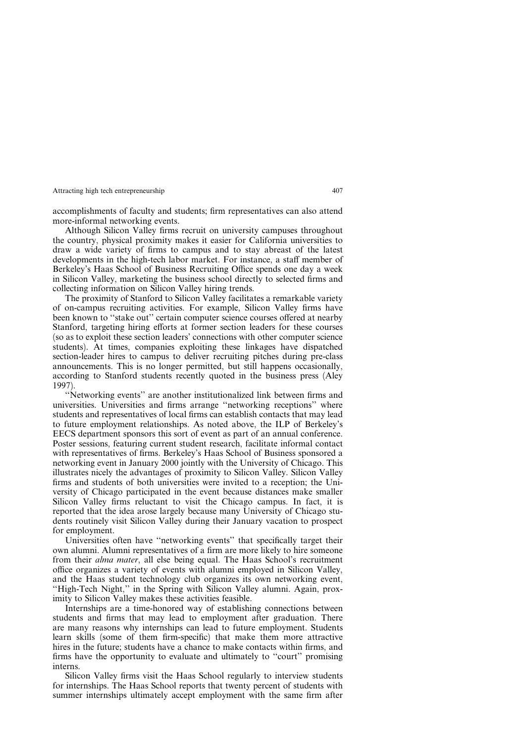accomplishments of faculty and students; firm representatives can also attend more-informal networking events.

Although Silicon Valley firms recruit on university campuses throughout the country, physical proximity makes it easier for California universities to draw a wide variety of firms to campus and to stay abreast of the latest developments in the high-tech labor market. For instance, a staff member of Berkeley's Haas School of Business Recruiting Office spends one day a week in Silicon Valley, marketing the business school directly to selected firms and collecting information on Silicon Valley hiring trends.

The proximity of Stanford to Silicon Valley facilitates a remarkable variety of on-campus recruiting activities. For example, Silicon Valley firms have been known to "stake out" certain computer science courses offered at nearby Stanford, targeting hiring efforts at former section leaders for these courses (so as to exploit these section leaders' connections with other computer science students). At times, companies exploiting these linkages have dispatched section-leader hires to campus to deliver recruiting pitches during pre-class announcements. This is no longer permitted, but still happens occasionally, according to Stanford students recently quoted in the business press (Aley 1997).

"Networking events" are another institutionalized link between firms and universities. Universities and firms arrange "networking receptions" where students and representatives of local firms can establish contacts that may lead to future employment relationships. As noted above, the ILP of Berkeley's EECS department sponsors this sort of event as part of an annual conference. Poster sessions, featuring current student research, facilitate informal contact with representatives of firms. Berkeley's Haas School of Business sponsored a networking event in January 2000 jointly with the University of Chicago. This illustrates nicely the advantages of proximity to Silicon Valley. Silicon Valley firms and students of both universities were invited to a reception; the University of Chicago participated in the event because distances make smaller Silicon Valley firms reluctant to visit the Chicago campus. In fact, it is reported that the idea arose largely because many University of Chicago students routinely visit Silicon Valley during their January vacation to prospect for employment.

Universities often have "networking events" that specifically target their own alumni. Alumni representatives of a firm are more likely to hire someone from their *alma mater*, all else being equal. The Haas School's recruitment office organizes a variety of events with alumni employed in Silicon Valley, and the Haas student technology club organizes its own networking event, "High-Tech Night," in the Spring with Silicon Valley alumni. Again, proximity to Silicon Valley makes these activities feasible.

Internships are a time-honored way of establishing connections between students and firms that may lead to employment after graduation. There are many reasons why internships can lead to future employment. Students learn skills (some of them firm-specific) that make them more attractive hires in the future; students have a chance to make contacts within firms, and firms have the opportunity to evaluate and ultimately to "court" promising interns.

Silicon Valley firms visit the Haas School regularly to interview students for internships. The Haas School reports that twenty percent of students with summer internships ultimately accept employment with the same firm after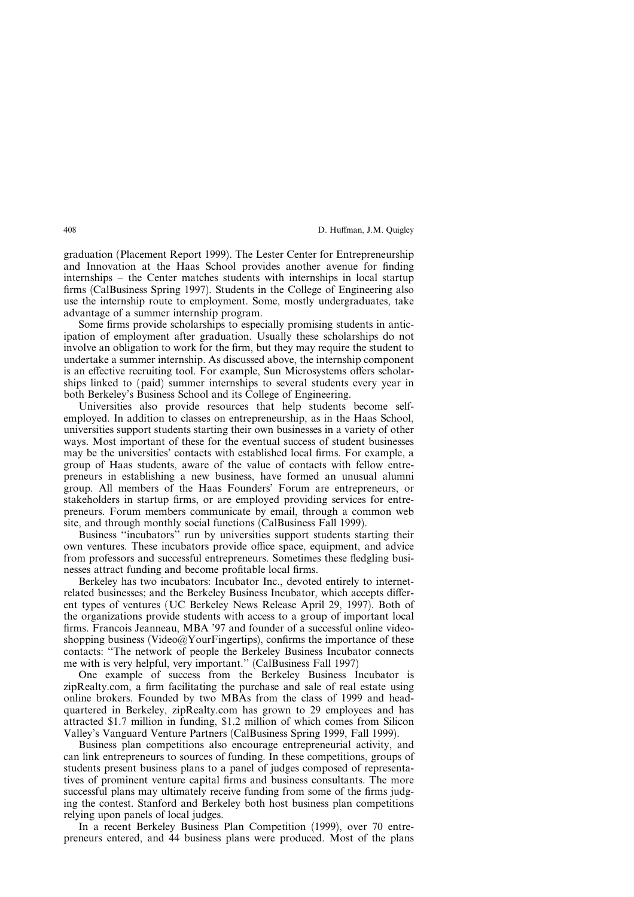graduation (Placement Report 1999). The Lester Center for Entrepreneurship and Innovation at the Haas School provides another avenue for finding internships – the Center matches students with internships in local startup firms (CalBusiness Spring 1997). Students in the College of Engineering also use the internship route to employment. Some, mostly undergraduates, take advantage of a summer internship program.

Some firms provide scholarships to especially promising students in anticipation of employment after graduation. Usually these scholarships do not involve an obligation to work for the firm, but they may require the student to undertake a summer internship. As discussed above, the internship component is an effective recruiting tool. For example, Sun Microsystems offers scholarships linked to (paid) summer internships to several students every year in both Berkeley's Business School and its College of Engineering.

Universities also provide resources that help students become self-employed. In addition to classes on entrepreneurship, as in the Haas School, universities support students starting their own businesses in a variety of other ways. Most important of these for the eventual success of student businesses may be the universities' contacts with established local firms. For example, a group of Haas students, aware of the value of contacts with fellow entrepreneurs in establishing a new business, have formed an unusual alumni group. All members of the Haas Founders' Forum are entrepreneurs, or stakeholders in startup firms, or are employed providing services for entrepreneurs. Forum members communicate by email, through a common web site, and through monthly social functions (CalBusiness Fall 1999).

Business "incubators" run by universities support students starting their own ventures. These incubators provide office space, equipment, and advice from professors and successful entrepreneurs. Sometimes these fledgling businesses attract funding and become profitable local firms.

Berkeley has two incubators: Incubator Inc., devoted entirely to internet-related businesses; and the Berkeley Business Incubator, which accepts different types of ventures (UC Berkeley News Release April 29, 1997). Both of the organizations provide students with access to a group of important local firms. Francois Jeanneau, MBA '97 and founder of a successful online video-shopping business (Video@YourFingertips), confirms the importance of these contacts: "The network of people the Berkeley Business Incubator connects me with is very helpful, very important." (CalBusiness Fall 1997)

One example of success from the Berkeley Business Incubator is zipRealty.com, a firm facilitating the purchase and sale of real estate using online brokers. Founded by two MBAs from the class of 1999 and headquartered in Berkeley, zipRealty.com has grown to 29 employees and has attracted \$1.7 million in funding, \$1.2 million of which comes from Silicon Valley's Vanguard Venture Partners (CalBusiness Spring 1999, Fall 1999).

Business plan competitions also encourage entrepreneurial activity, and can link entrepreneurs to sources of funding. In these competitions, groups of students present business plans to a panel of judges composed of representatives of prominent venture capital firms and business consultants. The more successful plans may ultimately receive funding from some of the firms judging the contest. Stanford and Berkeley both host business plan competitions relying upon panels of local judges.

In a recent Berkeley Business Plan Competition (1999), over 70 entrepreneurs entered, and 44 business plans were produced. Most of the plans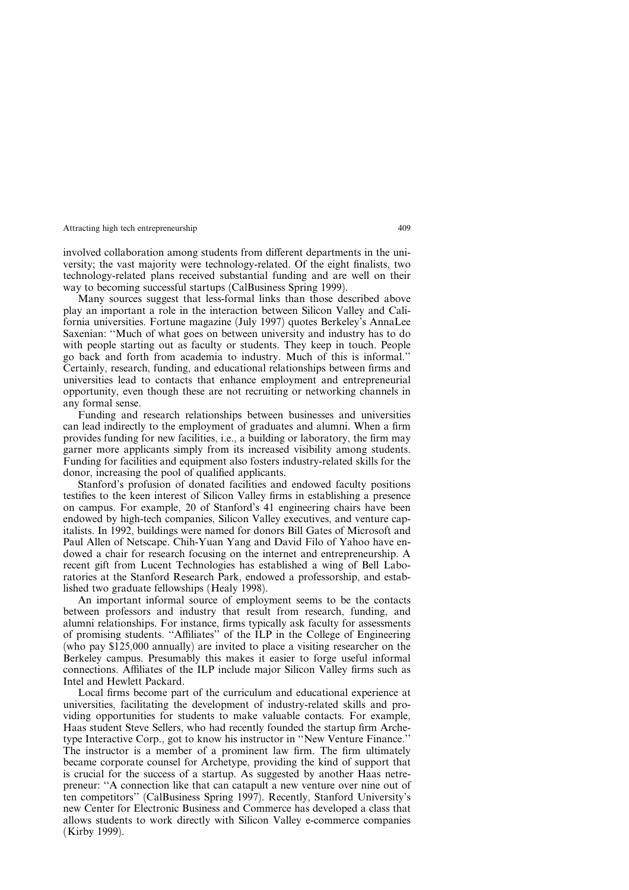involved collaboration among students from different departments in the university; the vast majority were technology-related. Of the eight finalists, two technology-related plans received substantial funding and are well on their way to becoming successful startups (CalBusiness Spring 1999).

Many sources suggest that less-formal links than those described above play an important a role in the interaction between Silicon Valley and California universities. Fortune magazine (July 1997) quotes Berkeley's AnnaLee Saxenian: "Much of what goes on between university and industry has to do with people starting out as faculty or students. They keep in touch. People go back and forth from academia to industry. Much of this is informal." Certainly, research, funding, and educational relationships between firms and universities lead to contacts that enhance employment and entrepreneurial opportunity, even though these are not recruiting or networking channels in any formal sense.

Funding and research relationships between businesses and universities can lead indirectly to the employment of graduates and alumni. When a firm provides funding for new facilities, i.e., a building or laboratory, the firm may garner more applicants simply from its increased visibility among students. Funding for facilities and equipment also fosters industry-related skills for the donor, increasing the pool of qualified applicants.

Stanford's profusion of donated facilities and endowed faculty positions testifies to the keen interest of Silicon Valley firms in establishing a presence on campus. For example, 20 of Stanford's 41 engineering chairs have been endowed by high-tech companies, Silicon Valley executives, and venture capitalists. In 1992, buildings were named for donors Bill Gates of Microsoft and Paul Allen of Netscape. Chih-Yuan Yang and David Filo of Yahoo have endowed a chair for research focusing on the internet and entrepreneurship. A recent gift from Lucent Technologies has established a wing of Bell Laboratories at the Stanford Research Park, endowed a professorship, and established two graduate fellowships (Healy 1998).

An important informal source of employment seems to be the contacts between professors and industry that result from research, funding, and alumni relationships. For instance, firms typically ask faculty for assessments of promising students. "Affiliates" of the ILP in the College of Engineering (who pay $125,000 annually) are invited to place a visiting researcher on the Berkeley campus. Presumably this makes it easier to forge useful informal connections. Affiliates of the ILP include major Silicon Valley firms such as Intel and Hewlett Packard.

Local firms become part of the curriculum and educational experience at universities, facilitating the development of industry-related skills and providing opportunities for students to make valuable contacts. For example, Haas student Steve Sellers, who had recently founded the startup firm Archetype Interactive Corp., got to know his instructor in "New Venture Finance." The instructor is a member of a prominent law firm. The firm ultimately became corporate counsel for Archetype, providing the kind of support that is crucial for the success of a startup. As suggested by another Haas netrepreneur: "A connection like that can catapult a new venture over nine out of ten competitors" (CalBusiness Spring 1997). Recently, Stanford University's new Center for Electronic Business and Commerce has developed a class that allows students to work directly with Silicon Valley e-commerce companies (Kirby 1999).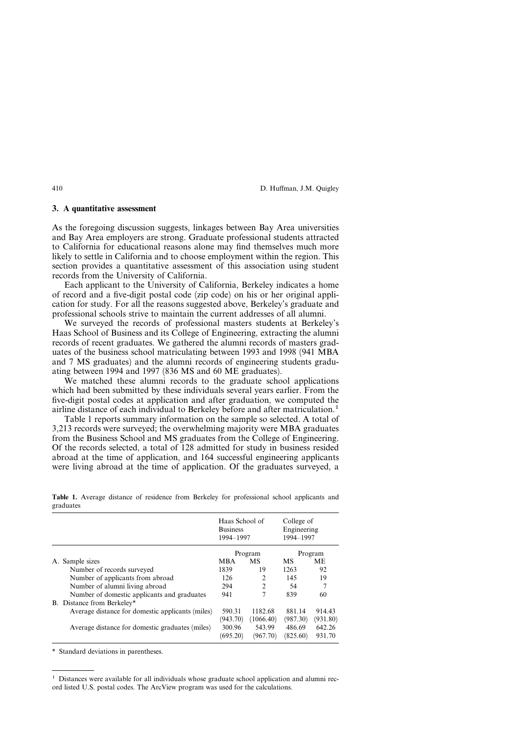## 3. A quantitative assessment

As the foregoing discussion suggests, linkages between Bay Area universities and Bay Area employers are strong. Graduate professional students attracted to California for educational reasons alone may find themselves much more likely to settle in California and to choose employment within the region. This section provides a quantitative assessment of this association using student records from the University of California.

Each applicant to the University of California, Berkeley indicates a home of record and a five-digit postal code (zip code) on his or her original application for study. For all the reasons suggested above, Berkeley's graduate and professional schools strive to maintain the current addresses of all alumni.

We surveyed the records of professional masters students at Berkeley's Haas School of Business and its College of Engineering, extracting the alumni records of recent graduates. We gathered the alumni records of masters graduates of the business school matriculating between 1993 and 1998 (941 MBA and 7 MS graduates) and the alumni records of engineering students graduating between 1994 and 1997 (836 MS and 60 ME graduates).

We matched these alumni records to the graduate school applications which had been submitted by these individuals several years earlier. From the five-digit postal codes at application and after graduation, we computed the airline distance of each individual to Berkeley before and after matriculation.[1]

Table 1 reports summary information on the sample so selected. A total of 3,213 records were surveyed; the overwhelming majority were MBA graduates from the Business School and MS graduates from the College of Engineering. Of the records selected, a total of 128 admitted for study in business resided abroad at the time of application, and 164 successful engineering applicants were living abroad at the time of application. Of the graduates surveyed, a

**Table 1.** Average distance of residence from Berkeley for professional school applicants and graduates

| | Haas School of Business 1994–1997 | | College of Engineering 1994–1997 | |
|---|---|---|---|---|
| | Program | | Program | |
| | MBA | MS | MS | ME |
| A. Sample sizes | | | | |
| Number of records surveyed | 1839 | 19 | 1263 | 92 |
| Number of applicants from abroad | 126 | 2 | 145 | 19 |
| Number of alumni living abroad | 294 | 2 | 54 | 7 |
| Number of domestic applicants and graduates | 941 | 7 | 839 | 60 |
| B. Distance from Berkeley* | | | | |
| Average distance for domestic applicants (miles) | 590.31 | 1182.68 | 881.14 | 914.43 |
| | (943.70) | (1066.40) | (987.30) | (931.80) |
| Average distance for domestic graduates (miles) | 300.96 | 543.99 | 486.69 | 642.26 |
| | (695.20) | (967.70) | (825.60) | 931.70 |

\* Standard deviations in parentheses.

[1] Distances were available for all individuals whose graduate school application and alumni record listed U.S. postal codes. The ArcView program was used for the calculations.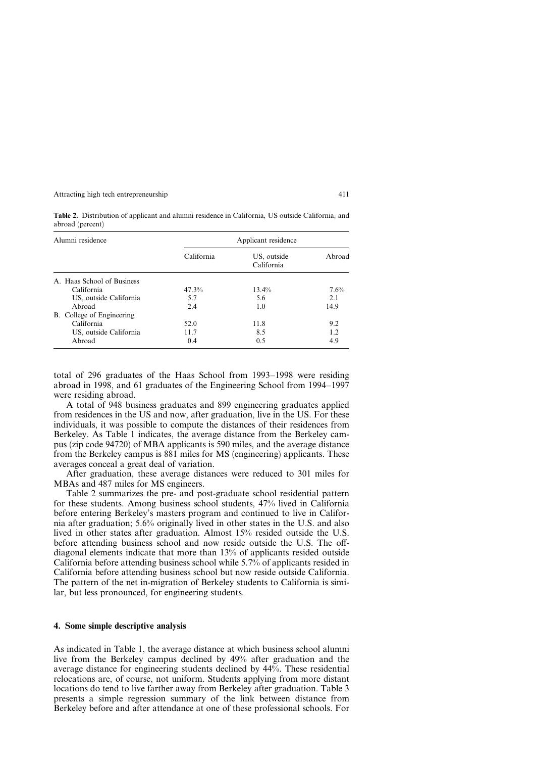**Table 2.** Distribution of applicant and alumni residence in California, US outside California, and abroad (percent)

| Alumni residence | Applicant residence | | |
|---|---|---|---|
| | California | US, outside California | Abroad |
| A. Haas School of Business | | | |
| California | 47.3% | 13.4% | 7.6% |
| US, outside California | 5.7 | 5.6 | 2.1 |
| Abroad | 2.4 | 1.0 | 14.9 |
| B. College of Engineering | | | |
| California | 52.0 | 11.8 | 9.2 |
| US, outside California | 11.7 | 8.5 | 1.2 |
| Abroad | 0.4 | 0.5 | 4.9 |

total of 296 graduates of the Haas School from 1993–1998 were residing abroad in 1998, and 61 graduates of the Engineering School from 1994–1997 were residing abroad.

A total of 948 business graduates and 899 engineering graduates applied from residences in the US and now, after graduation, live in the US. For these individuals, it was possible to compute the distances of their residences from Berkeley. As Table 1 indicates, the average distance from the Berkeley campus (zip code 94720) of MBA applicants is 590 miles, and the average distance from the Berkeley campus is 881 miles for MS (engineering) applicants. These averages conceal a great deal of variation.

After graduation, these average distances were reduced to 301 miles for MBAs and 487 miles for MS engineers.

Table 2 summarizes the pre- and post-graduate school residential pattern for these students. Among business school students, 47% lived in California before entering Berkeley's masters program and continued to live in California after graduation; 5.6% originally lived in other states in the U.S. and also lived in other states after graduation. Almost 15% resided outside the U.S. before attending business school and now reside outside the U.S. The off-diagonal elements indicate that more than 13% of applicants resided outside California before attending business school while 5.7% of applicants resided in California before attending business school but now reside outside California. The pattern of the net in-migration of Berkeley students to California is similar, but less pronounced, for engineering students.

## 4. Some simple descriptive analysis

As indicated in Table 1, the average distance at which business school alumni live from the Berkeley campus declined by 49% after graduation and the average distance for engineering students declined by 44%. These residential relocations are, of course, not uniform. Students applying from more distant locations do tend to live farther away from Berkeley after graduation. Table 3 presents a simple regression summary of the link between distance from Berkeley before and after attendance at one of these professional schools. For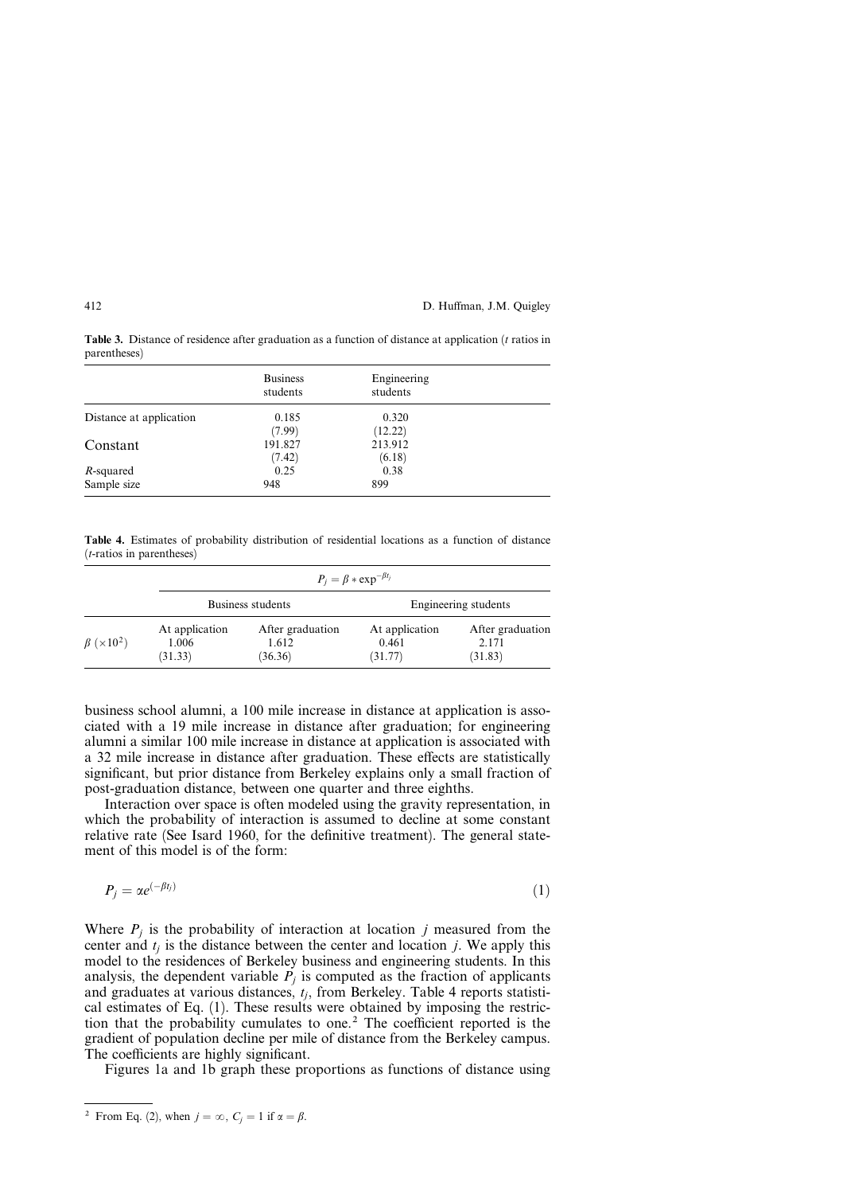**Table 3.** Distance of residence after graduation as a function of distance at application ($t$ ratios in parentheses)

| | Business students | Engineering students |
|---|---|---|
| Distance at application | 0.185 | 0.320 |
| | (7.99) | (12.22) |
| Constant | 191.827 | 213.912 |
| | (7.42) | (6.18) |
| $R$-squared | 0.25 | 0.38 |
| Sample size | 948 | 899 |

**Table 4.** Estimates of probability distribution of residential locations as a function of distance ($t$-ratios in parentheses)

| | $P_j = \beta * \exp^{-\beta t_j}$ | | | |
|---|---|---|---|---|
| | Business students | | Engineering students | |
| | At application | After graduation | At application | After graduation |
| $\beta$ $(\times 10^2)$ | 1.006 | 1.612 | 0.461 | 2.171 |
| | (31.33) | (36.36) | (31.77) | (31.83) |

business school alumni, a 100 mile increase in distance at application is associated with a 19 mile increase in distance after graduation; for engineering alumni a similar 100 mile increase in distance at application is associated with a 32 mile increase in distance after graduation. These effects are statistically significant, but prior distance from Berkeley explains only a small fraction of post-graduation distance, between one quarter and three eighths.

Interaction over space is often modeled using the gravity representation, in which the probability of interaction is assumed to decline at some constant relative rate (See Isard 1960, for the definitive treatment). The general statement of this model is of the form:

$$P_j = \alpha e^{(-\beta t_j)} \tag{1}$$

Where $P_j$ is the probability of interaction at location $j$ measured from the center and $t_j$ is the distance between the center and location $j$. We apply this model to the residences of Berkeley business and engineering students. In this analysis, the dependent variable $P_j$ is computed as the fraction of applicants and graduates at various distances, $t_j$, from Berkeley. Table 4 reports statistical estimates of Eq. (1). These results were obtained by imposing the restriction that the probability cumulates to one.[2] The coefficient reported is the gradient of population decline per mile of distance from the Berkeley campus. The coefficients are highly significant.

Figures 1a and 1b graph these proportions as functions of distance using

[2] From Eq. (2), when $j = \infty$, $C_j = 1$ if $\alpha = \beta$.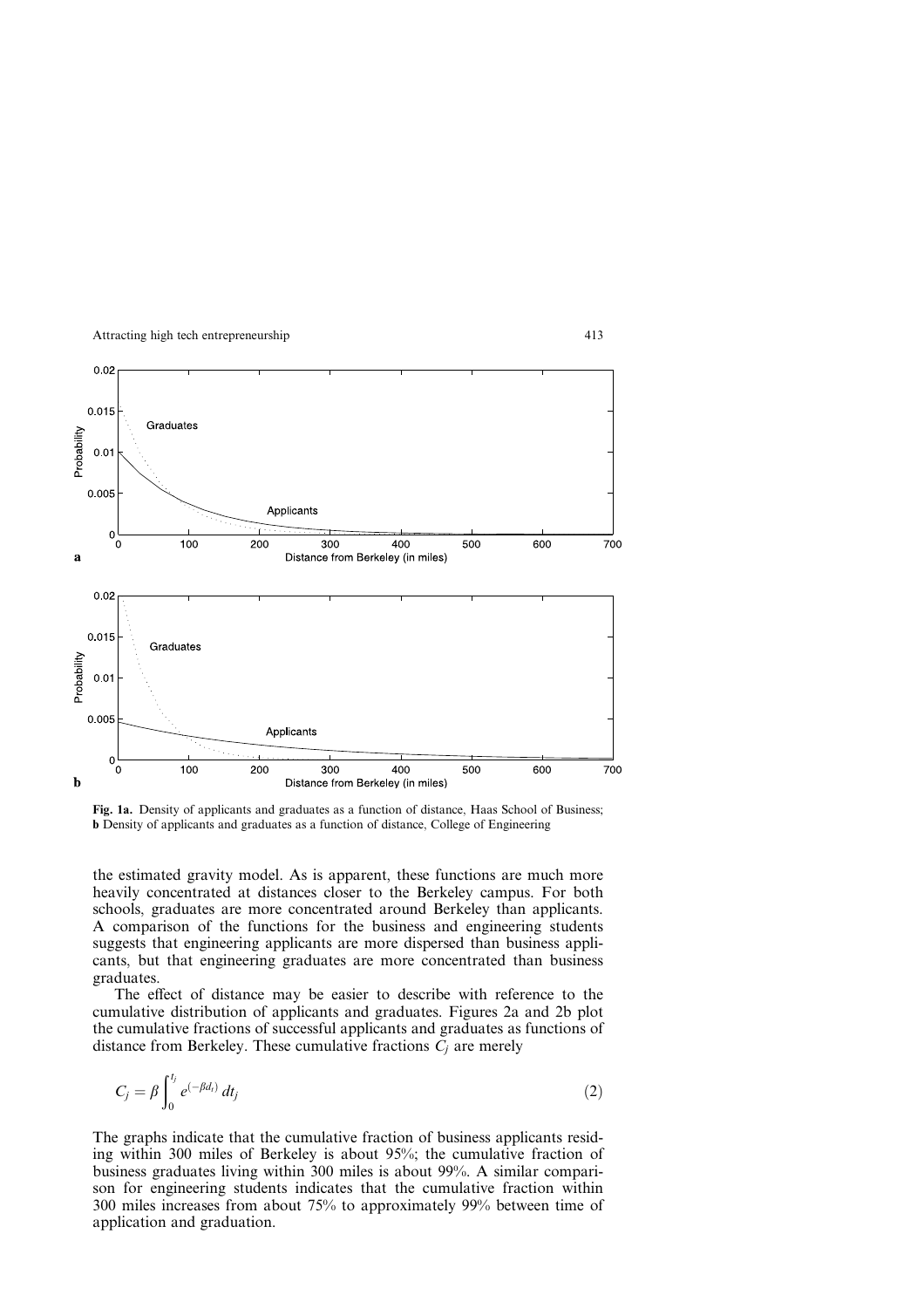0.02

0.015

Graduates

Probability

0.01

0.005

Applicants

0

0 100 200 300 400 500 600 700

**a** Distance from Berkeley (in miles)

0.02

0.015

Graduates

Probability

0.01

0.005

Applicants

0

0 100 200 300 400 500 600 700

**b** Distance from Berkeley (in miles)

**Fig. 1a.** Density of applicants and graduates as a function of distance, Haas School of Business; **b** Density of applicants and graduates as a function of distance, College of Engineering

the estimated gravity model. As is apparent, these functions are much more heavily concentrated at distances closer to the Berkeley campus. For both schools, graduates are more concentrated around Berkeley than applicants. A comparison of the functions for the business and engineering students suggests that engineering applicants are more dispersed than business applicants, but that engineering graduates are more concentrated than business graduates.

The effect of distance may be easier to describe with reference to the cumulative distribution of applicants and graduates. Figures 2a and 2b plot the cumulative fractions of successful applicants and graduates as functions of distance from Berkeley. These cumulative fractions $C_j$ are merely

$$C_j = \beta \int_0^{t_j} e^{(-\beta d_t)} \, dt_j \tag{2}$$

The graphs indicate that the cumulative fraction of business applicants residing within 300 miles of Berkeley is about 95%; the cumulative fraction of business graduates living within 300 miles is about 99%. A similar comparison for engineering students indicates that the cumulative fraction within 300 miles increases from about 75% to approximately 99% between time of application and graduation.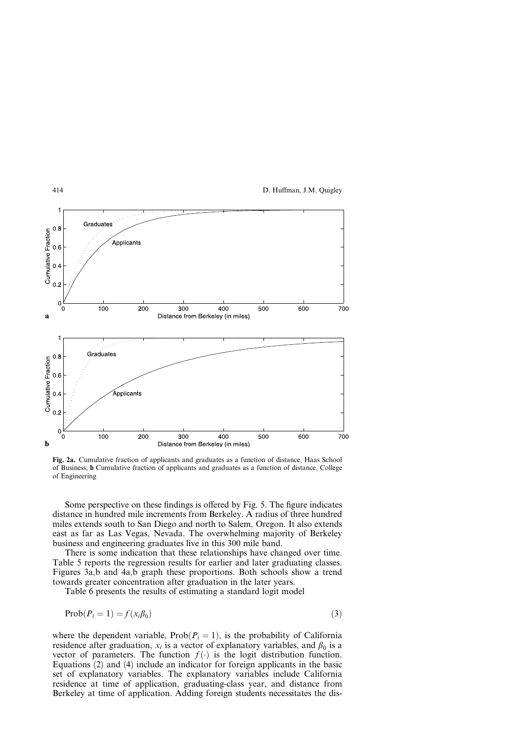1

Graduates

0.8

Cumulative Fraction

0.6

Applicants

0.4

0.2

0

0 100 200 300 400 500 600 700

Distance from Berkeley (in miles)

**a**

1

Graduates

0.8

Cumulative Fraction

0.6

0.4

Applicants

0.2

0

0 100 200 300 400 500 600 700

Distance from Berkeley (in miles)

**b**

**Fig. 2a.** Cumulative fraction of applicants and graduates as a function of distance, Haas School of Business; **b** Cumulative fraction of applicants and graduates as a function of distance, College of Engineering

Some perspective on these findings is offered by Fig. 5. The figure indicates distance in hundred mile increments from Berkeley. A radius of three hundred miles extends south to San Diego and north to Salem, Oregon. It also extends east as far as Las Vegas, Nevada. The overwhelming majority of Berkeley business and engineering graduates live in this 300 mile band.

There is some indication that these relationships have changed over time. Table 5 reports the regression results for earlier and later graduating classes. Figures 3a,b and 4a,b graph these proportions. Both schools show a trend towards greater concentration after graduation in the later years.

Table 6 presents the results of estimating a standard logit model

$$\text{Prob}(P_i = 1) = f(x_i\beta_0) \tag{3}$$

where the dependent variable, $\text{Prob}(P_i = 1)$, is the probability of California residence after graduation, $x_i$ is a vector of explanatory variables, and $\beta_0$ is a vector of parameters. The function $f(\cdot)$ is the logit distribution function. Equations (2) and (4) include an indicator for foreign applicants in the basic set of explanatory variables. The explanatory variables include California residence at time of application, graduating-class year, and distance from Berkeley at time of application. Adding foreign students necessitates the dis-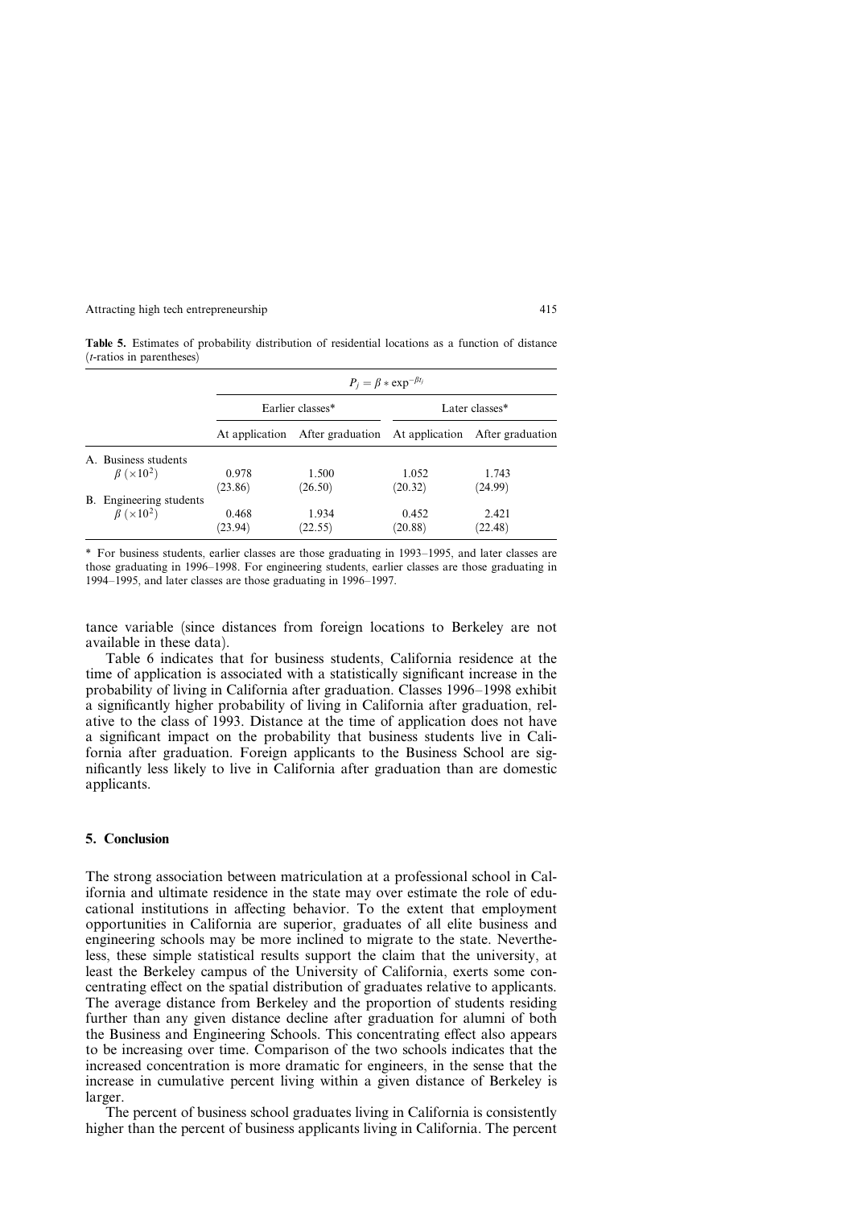**Table 5.** Estimates of probability distribution of residential locations as a function of distance (*t*-ratios in parentheses)

| | $P_j = \beta * \exp^{-\beta t_j}$ | | | |
|---|---|---|---|---|
| | Earlier classes* | | Later classes* | |
| | At application | After graduation | At application | After graduation |
| A. Business students | | | | |
| $\beta\ (\times 10^2)$ | 0.978 | 1.500 | 1.052 | 1.743 |
| | (23.86) | (26.50) | (20.32) | (24.99) |
| B. Engineering students | | | | |
| $\beta\ (\times 10^2)$ | 0.468 | 1.934 | 0.452 | 2.421 |
| | (23.94) | (22.55) | (20.88) | (22.48) |

\* For business students, earlier classes are those graduating in 1993–1995, and later classes are those graduating in 1996–1998. For engineering students, earlier classes are those graduating in 1994–1995, and later classes are those graduating in 1996–1997.

tance variable (since distances from foreign locations to Berkeley are not available in these data).

Table 6 indicates that for business students, California residence at the time of application is associated with a statistically significant increase in the probability of living in California after graduation. Classes 1996–1998 exhibit a significantly higher probability of living in California after graduation, relative to the class of 1993. Distance at the time of application does not have a significant impact on the probability that business students live in California after graduation. Foreign applicants to the Business School are significantly less likely to live in California after graduation than are domestic applicants.

## 5. Conclusion

The strong association between matriculation at a professional school in California and ultimate residence in the state may over estimate the role of educational institutions in affecting behavior. To the extent that employment opportunities in California are superior, graduates of all elite business and engineering schools may be more inclined to migrate to the state. Nevertheless, these simple statistical results support the claim that the university, at least the Berkeley campus of the University of California, exerts some concentrating effect on the spatial distribution of graduates relative to applicants. The average distance from Berkeley and the proportion of students residing further than any given distance decline after graduation for alumni of both the Business and Engineering Schools. This concentrating effect also appears to be increasing over time. Comparison of the two schools indicates that the increased concentration is more dramatic for engineers, in the sense that the increase in cumulative percent living within a given distance of Berkeley is larger.

The percent of business school graduates living in California is consistently higher than the percent of business applicants living in California. The percent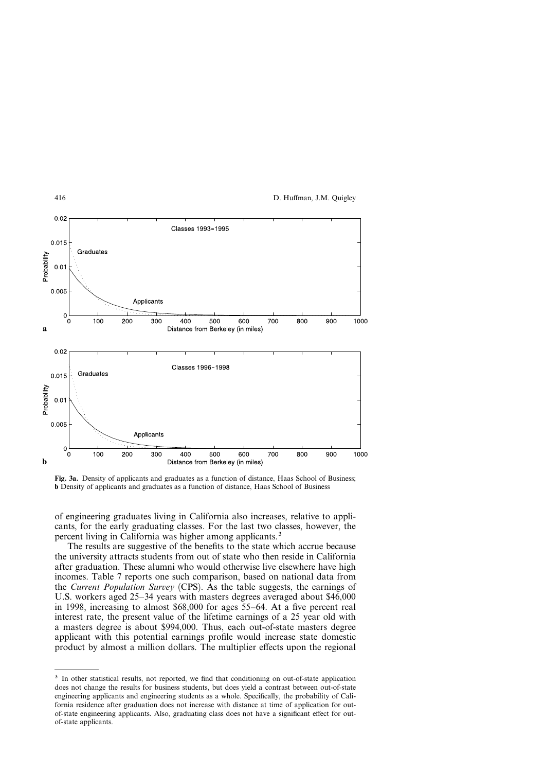0.02

Classes 1993–1995

0.015

Graduates

Probability

0.01

0.005

Applicants

0

0 100 200 300 400 500 600 700 800 900 1000

**a**

Distance from Berkeley (in miles)

0.02

Classes 1996–1998

0.015

Graduates

Probability

0.01

0.005

Applicants

0

0 100 200 300 400 500 600 700 800 900 1000

**b**

Distance from Berkeley (in miles)

**Fig. 3a.** Density of applicants and graduates as a function of distance, Haas School of Business; **b** Density of applicants and graduates as a function of distance, Haas School of Business

of engineering graduates living in California also increases, relative to applicants, for the early graduating classes. For the last two classes, however, the percent living in California was higher among applicants.[3]

The results are suggestive of the benefits to the state which accrue because the university attracts students from out of state who then reside in California after graduation. These alumni who would otherwise live elsewhere have high incomes. Table 7 reports one such comparison, based on national data from the *Current Population Survey* (CPS). As the table suggests, the earnings of U.S. workers aged 25–34 years with masters degrees averaged about $46,000 in 1998, increasing to almost $68,000 for ages 55–64. At a five percent real interest rate, the present value of the lifetime earnings of a 25 year old with a masters degree is about $994,000. Thus, each out-of-state masters degree applicant with this potential earnings profile would increase state domestic product by almost a million dollars. The multiplier effects upon the regional

---

[3] In other statistical results, not reported, we find that conditioning on out-of-state application does not change the results for business students, but does yield a contrast between out-of-state engineering applicants and engineering students as a whole. Specifically, the probability of California residence after graduation does not increase with distance at time of application for out-of-state engineering applicants. Also, graduating class does not have a significant effect for out-of-state applicants.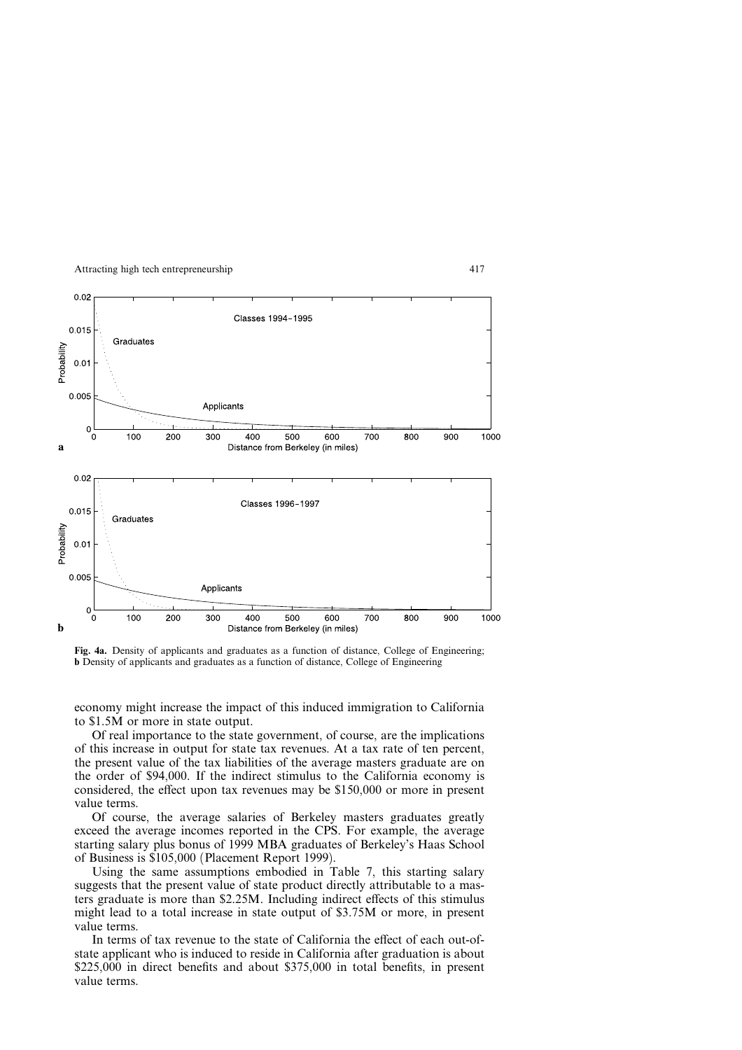0.02

Classes 1994–1995

0.015

Graduates

Probability

0.01

0.005

Applicants

0

0 100 200 300 400 500 600 700 800 900 1000

**a**

Distance from Berkeley (in miles)

0.02

Classes 1996–1997

0.015

Graduates

Probability

0.01

0.005

Applicants

0

0 100 200 300 400 500 600 700 800 900 1000

**b**

Distance from Berkeley (in miles)

**Fig. 4a.** Density of applicants and graduates as a function of distance, College of Engineering; **b** Density of applicants and graduates as a function of distance, College of Engineering

economy might increase the impact of this induced immigration to California to \$1.5M or more in state output.

Of real importance to the state government, of course, are the implications of this increase in output for state tax revenues. At a tax rate of ten percent, the present value of the tax liabilities of the average masters graduate are on the order of \$94,000. If the indirect stimulus to the California economy is considered, the effect upon tax revenues may be \$150,000 or more in present value terms.

Of course, the average salaries of Berkeley masters graduates greatly exceed the average incomes reported in the CPS. For example, the average starting salary plus bonus of 1999 MBA graduates of Berkeley's Haas School of Business is \$105,000 (Placement Report 1999).

Using the same assumptions embodied in Table 7, this starting salary suggests that the present value of state product directly attributable to a masters graduate is more than \$2.25M. Including indirect effects of this stimulus might lead to a total increase in state output of \$3.75M or more, in present value terms.

In terms of tax revenue to the state of California the effect of each out-of-state applicant who is induced to reside in California after graduation is about \$225,000 in direct benefits and about \$375,000 in total benefits, in present value terms.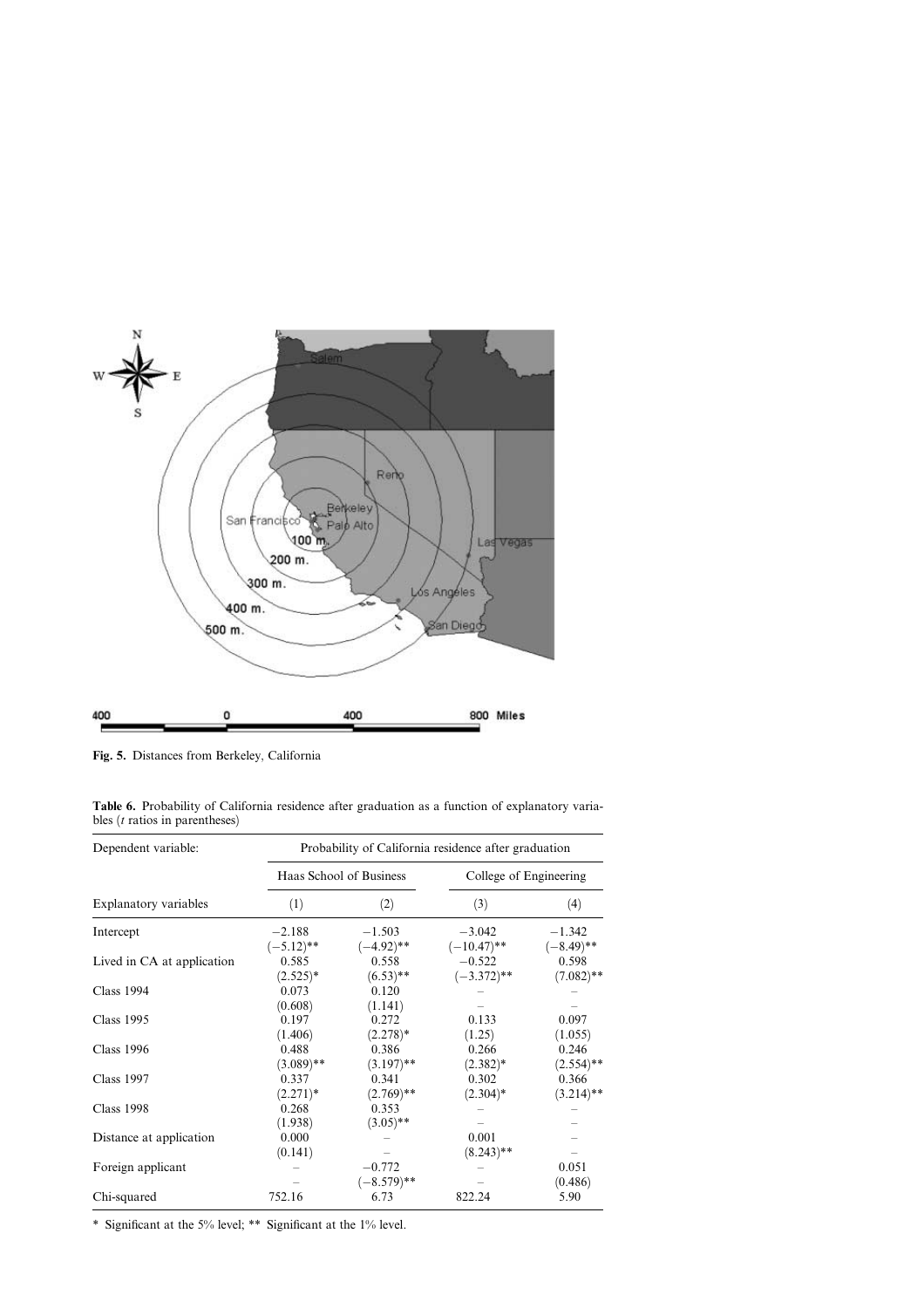N

W E

S

Salem

Reno

Berkeley

San Francisco

Palo Alto

100 m.

200 m.

300 m.

400 m.

500 m.

Las Vegas

Los Angeles

San Diego

400 0 400 800 Miles

**Fig. 5.** Distances from Berkeley, California

**Table 6.** Probability of California residence after graduation as a function of explanatory variables (*t* ratios in parentheses)

| Dependent variable: | Probability of California residence after graduation | | | |
|---|---|---|---|---|
| | Haas School of Business | | College of Engineering | |
| Explanatory variables | (1) | (2) | (3) | (4) |
| Intercept | −2.188<br>(−5.12)** | −1.503<br>(−4.92)** | −3.042<br>(−10.47)** | −1.342<br>(−8.49)** |
| Lived in CA at application | 0.585<br>(2.525)* | 0.558<br>(6.53)** | −0.522<br>(−3.372)** | 0.598<br>(7.082)** |
| Class 1994 | 0.073<br>(0.608) | 0.120<br>(1.141) | –<br>– | –<br>– |
| Class 1995 | 0.197<br>(1.406) | 0.272<br>(2.278)* | 0.133<br>(1.25) | 0.097<br>(1.055) |
| Class 1996 | 0.488<br>(3.089)** | 0.386<br>(3.197)** | 0.266<br>(2.382)* | 0.246<br>(2.554)** |
| Class 1997 | 0.337<br>(2.271)* | 0.341<br>(2.769)** | 0.302<br>(2.304)* | 0.366<br>(3.214)** |
| Class 1998 | 0.268<br>(1.938) | 0.353<br>(3.05)** | –<br>– | –<br>– |
| Distance at application | 0.000<br>(0.141) | –<br>– | 0.001<br>(8.243)** | –<br>– |
| Foreign applicant | –<br>– | −0.772<br>(−8.579)** | –<br>– | 0.051<br>(0.486) |
| Chi-squared | 752.16 | 6.73 | 822.24 | 5.90 |

\* Significant at the 5% level; ** Significant at the 1% level.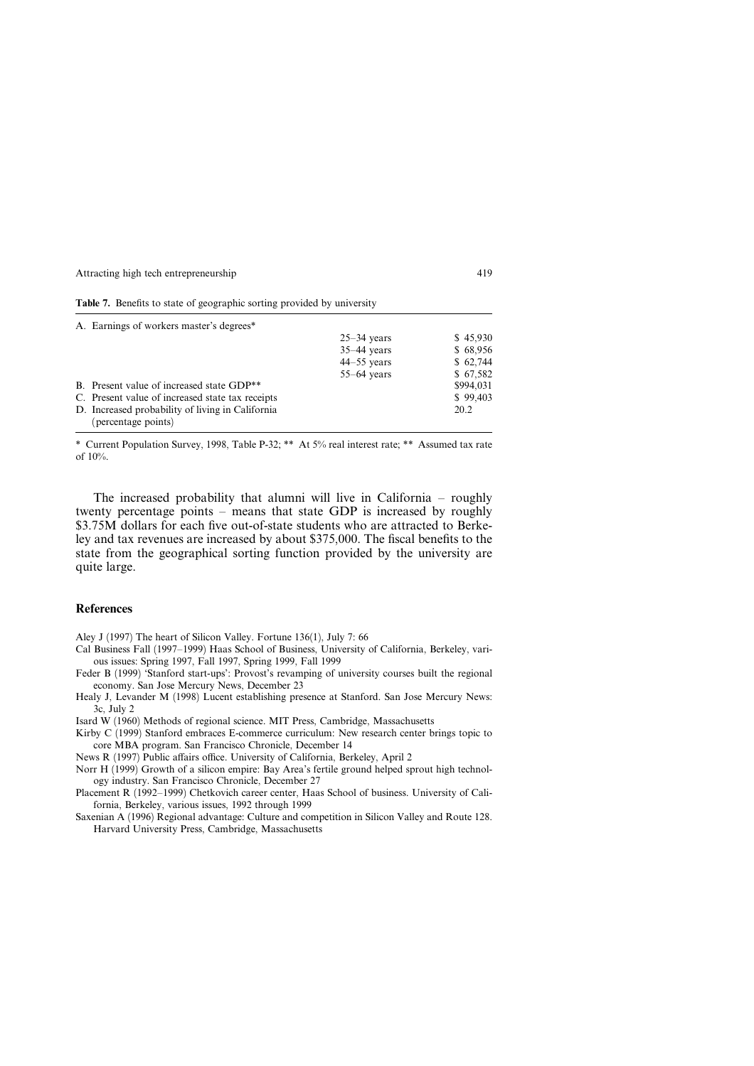**Table 7.** Benefits to state of geographic sorting provided by university

| | | |
|---|---|---|
| A. Earnings of workers master's degrees* | | |
| | 25–34 years | $ 45,930 |
| | 35–44 years | $ 68,956 |
| | 44–55 years | $ 62,744 |
| | 55–64 years | $ 67,582 |
| B. Present value of increased state GDP** | | $994,031 |
| C. Present value of increased state tax receipts | | $ 99,403 |
| D. Increased probability of living in California (percentage points) | | 20.2 |

\* Current Population Survey, 1998, Table P-32; ** At 5% real interest rate; ** Assumed tax rate of 10%.

The increased probability that alumni will live in California – roughly twenty percentage points – means that state GDP is increased by roughly $3.75M dollars for each five out-of-state students who are attracted to Berkeley and tax revenues are increased by about $375,000. The fiscal benefits to the state from the geographical sorting function provided by the university are quite large.

## References

Aley J (1997) The heart of Silicon Valley. Fortune 136(1), July 7: 66

Cal Business Fall (1997–1999) Haas School of Business, University of California, Berkeley, various issues: Spring 1997, Fall 1997, Spring 1999, Fall 1999

Feder B (1999) 'Stanford start-ups': Provost's revamping of university courses built the regional economy. San Jose Mercury News, December 23

Healy J, Levander M (1998) Lucent establishing presence at Stanford. San Jose Mercury News: 3c, July 2

Isard W (1960) Methods of regional science. MIT Press, Cambridge, Massachusetts

Kirby C (1999) Stanford embraces E-commerce curriculum: New research center brings topic to core MBA program. San Francisco Chronicle, December 14

News R (1997) Public affairs office. University of California, Berkeley, April 2

Norr H (1999) Growth of a silicon empire: Bay Area's fertile ground helped sprout high technology industry. San Francisco Chronicle, December 27

Placement R (1992–1999) Chetkovich career center, Haas School of business. University of California, Berkeley, various issues, 1992 through 1999

Saxenian A (1996) Regional advantage: Culture and competition in Silicon Valley and Route 128. Harvard University Press, Cambridge, Massachusetts